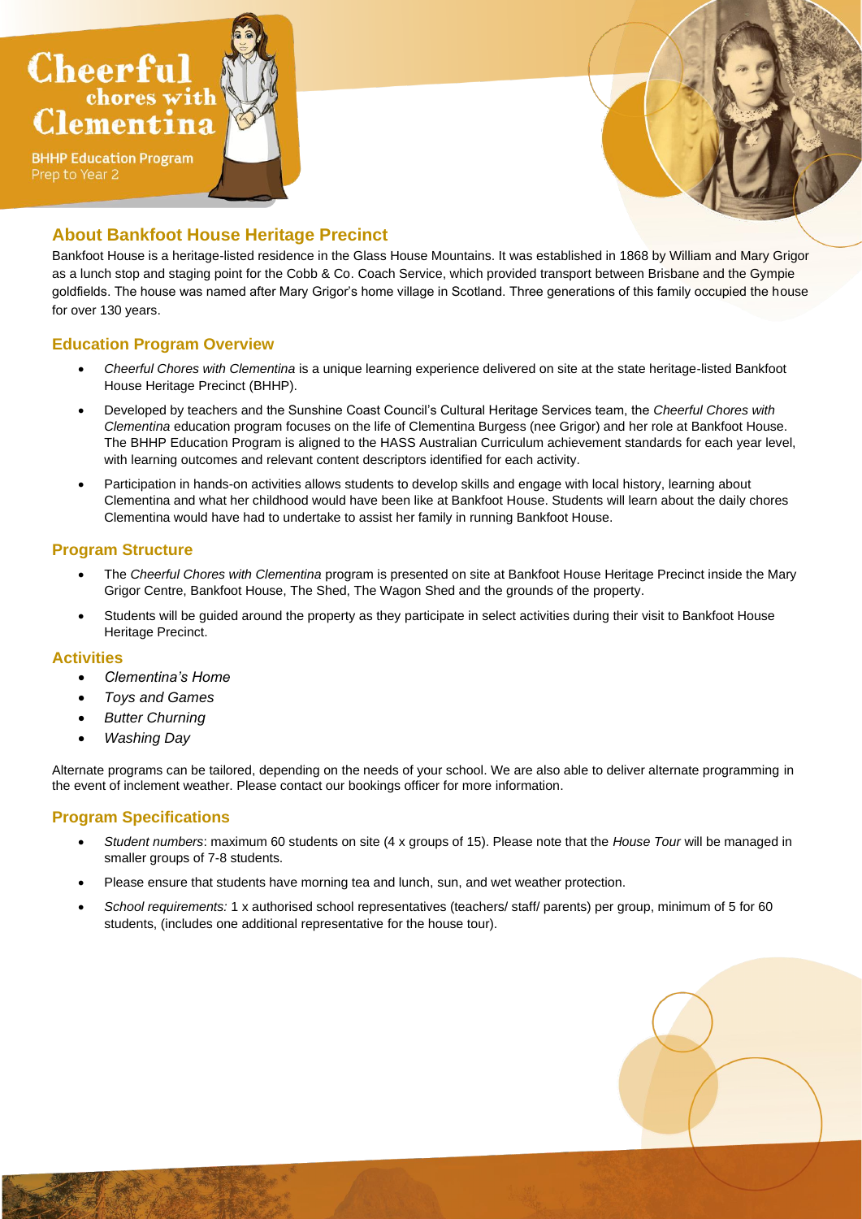# Cheerful chores with Clementina

BHHP Education Program
Prep to Year 2

## About Bankfoot House Heritage Precinct

Bankfoot House is a heritage-listed residence in the Glass House Mountains. It was established in 1868 by William and Mary Grigor as a lunch stop and staging point for the Cobb & Co. Coach Service, which provided transport between Brisbane and the Gympie goldfields. The house was named after Mary Grigor's home village in Scotland. Three generations of this family occupied the house for over 130 years.

## Education Program Overview

- *Cheerful Chores with Clementina* is a unique learning experience delivered on site at the state heritage-listed Bankfoot House Heritage Precinct (BHHP).
- Developed by teachers and the Sunshine Coast Council's Cultural Heritage Services team, the *Cheerful Chores with Clementina* education program focuses on the life of Clementina Burgess (nee Grigor) and her role at Bankfoot House. The BHHP Education Program is aligned to the HASS Australian Curriculum achievement standards for each year level, with learning outcomes and relevant content descriptors identified for each activity.
- Participation in hands-on activities allows students to develop skills and engage with local history, learning about Clementina and what her childhood would have been like at Bankfoot House. Students will learn about the daily chores Clementina would have had to undertake to assist her family in running Bankfoot House.

## Program Structure

- The *Cheerful Chores with Clementina* program is presented on site at Bankfoot House Heritage Precinct inside the Mary Grigor Centre, Bankfoot House, The Shed, The Wagon Shed and the grounds of the property.
- Students will be guided around the property as they participate in select activities during their visit to Bankfoot House Heritage Precinct.

## Activities

- *Clementina's Home*
- *Toys and Games*
- *Butter Churning*
- *Washing Day*

Alternate programs can be tailored, depending on the needs of your school. We are also able to deliver alternate programming in the event of inclement weather. Please contact our bookings officer for more information.

## Program Specifications

- *Student numbers*: maximum 60 students on site (4 x groups of 15). Please note that the *House Tour* will be managed in smaller groups of 7-8 students.
- Please ensure that students have morning tea and lunch, sun, and wet weather protection.
- *School requirements:* 1 x authorised school representatives (teachers/ staff/ parents) per group, minimum of 5 for 60 students, (includes one additional representative for the house tour).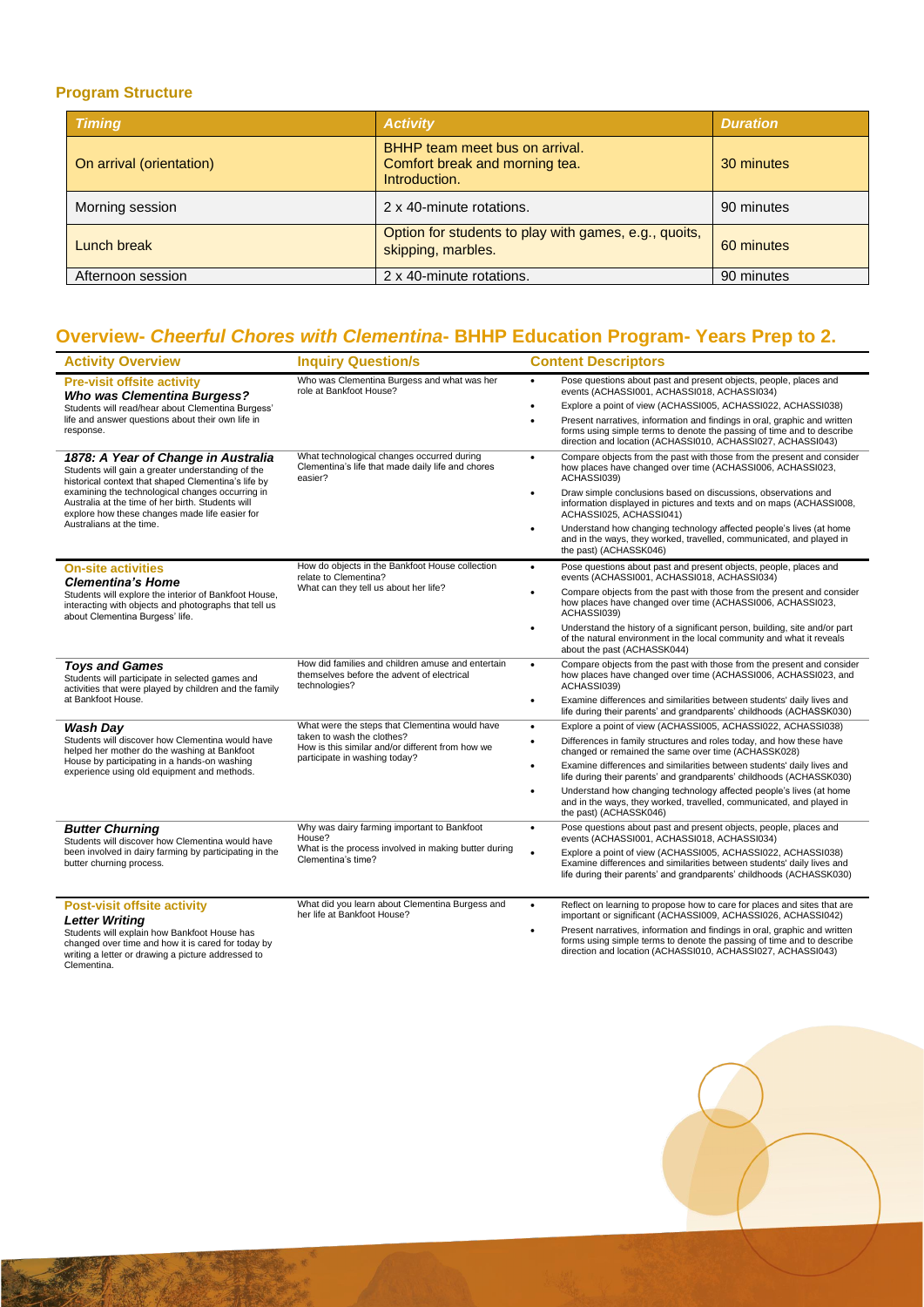### Program Structure

| *Timing* | *Activity* | *Duration* |
|---|---|---|
| On arrival (orientation) | BHHP team meet bus on arrival. Comfort break and morning tea. Introduction. | 30 minutes |
| Morning session | 2 x 40-minute rotations. | 90 minutes |
| Lunch break | Option for students to play with games, e.g., quoits, skipping, marbles. | 60 minutes |
| Afternoon session | 2 x 40-minute rotations. | 90 minutes |

## Overview- *Cheerful Chores with Clementina*- BHHP Education Program- Years Prep to 2.

| Activity Overview | Inquiry Question/s | Content Descriptors |
|---|---|---|
| **Pre-visit offsite activity** ***Who was Clementina Burgess?*** Students will read/hear about Clementina Burgess' life and answer questions about their own life in response. | Who was Clementina Burgess and what was her role at Bankfoot House? | • Pose questions about past and present objects, people, places and events (ACHASSI001, ACHASSI018, ACHASSI034) • Explore a point of view (ACHASSI005, ACHASSI022, ACHASSI038) • Present narratives, information and findings in oral, graphic and written forms using simple terms to denote the passing of time and to describe direction and location (ACHASSI010, ACHASSI027, ACHASSI043) |
| ***1878: A Year of Change in Australia*** Students will gain a greater understanding of the historical context that shaped Clementina's life by examining the technological changes occurring in Australia at the time of her birth. Students will explore how these changes made life easier for Australians at the time. | What technological changes occurred during Clementina's life that made daily life and chores easier? | • Compare objects from the past with those from the present and consider how places have changed over time (ACHASSI006, ACHASSI023, ACHASSI039) • Draw simple conclusions based on discussions, observations and information displayed in pictures and texts and on maps (ACHASSI008, ACHASSI025, ACHASSI041) • Understand how changing technology affected people's lives (at home and in the ways, they worked, travelled, communicated, and played in the past) (ACHASSK046) |
| **On-site activities** ***Clementina's Home*** Students will explore the interior of Bankfoot House, interacting with objects and photographs that tell us about Clementina Burgess' life. | How do objects in the Bankfoot House collection relate to Clementina? What can they tell us about her life? | • Pose questions about past and present objects, people, places and events (ACHASSI001, ACHASSI018, ACHASSI034) • Compare objects from the past with those from the present and consider how places have changed over time (ACHASSI006, ACHASSI023, ACHASSI039) • Understand the history of a significant person, building, site and/or part of the natural environment in the local community and what it reveals about the past (ACHASSK044) |
| ***Toys and Games*** Students will participate in selected games and activities that were played by children and the family at Bankfoot House. | How did families and children amuse and entertain themselves before the advent of electrical technologies? | • Compare objects from the past with those from the present and consider how places have changed over time (ACHASSI006, ACHASSI023, and ACHASSI039) • Examine differences and similarities between students' daily lives and life during their parents' and grandparents' childhoods (ACHASSK030) |
| ***Wash Day*** Students will discover how Clementina would have helped her mother do the washing at Bankfoot House by participating in a hands-on washing experience using old equipment and methods. | What were the steps that Clementina would have taken to wash the clothes? How is this similar and/or different from how we participate in washing today? | • Explore a point of view (ACHASSI005, ACHASSI022, ACHASSI038) • Differences in family structures and roles today, and how these have changed or remained the same over time (ACHASSK028) • Examine differences and similarities between students' daily lives and life during their parents' and grandparents' childhoods (ACHASSK030) • Understand how changing technology affected people's lives (at home and in the ways, they worked, travelled, communicated, and played in the past) (ACHASSK046) |
| ***Butter Churning*** Students will discover how Clementina would have been involved in dairy farming by participating in the butter churning process. | Why was dairy farming important to Bankfoot House? What is the process involved in making butter during Clementina's time? | • Pose questions about past and present objects, people, places and events (ACHASSI001, ACHASSI018, ACHASSI034) • Explore a point of view (ACHASSI005, ACHASSI022, ACHASSI038) Examine differences and similarities between students' daily lives and life during their parents' and grandparents' childhoods (ACHASSK030) |
| **Post-visit offsite activity** ***Letter Writing*** Students will explain how Bankfoot House has changed over time and how it is cared for today by writing a letter or drawing a picture addressed to Clementina. | What did you learn about Clementina Burgess and her life at Bankfoot House? | • Reflect on learning to propose how to care for places and sites that are important or significant (ACHASSI009, ACHASSI026, ACHASSI042) • Present narratives, information and findings in oral, graphic and written forms using simple terms to denote the passing of time and to describe direction and location (ACHASSI010, ACHASSI027, ACHASSI043) |